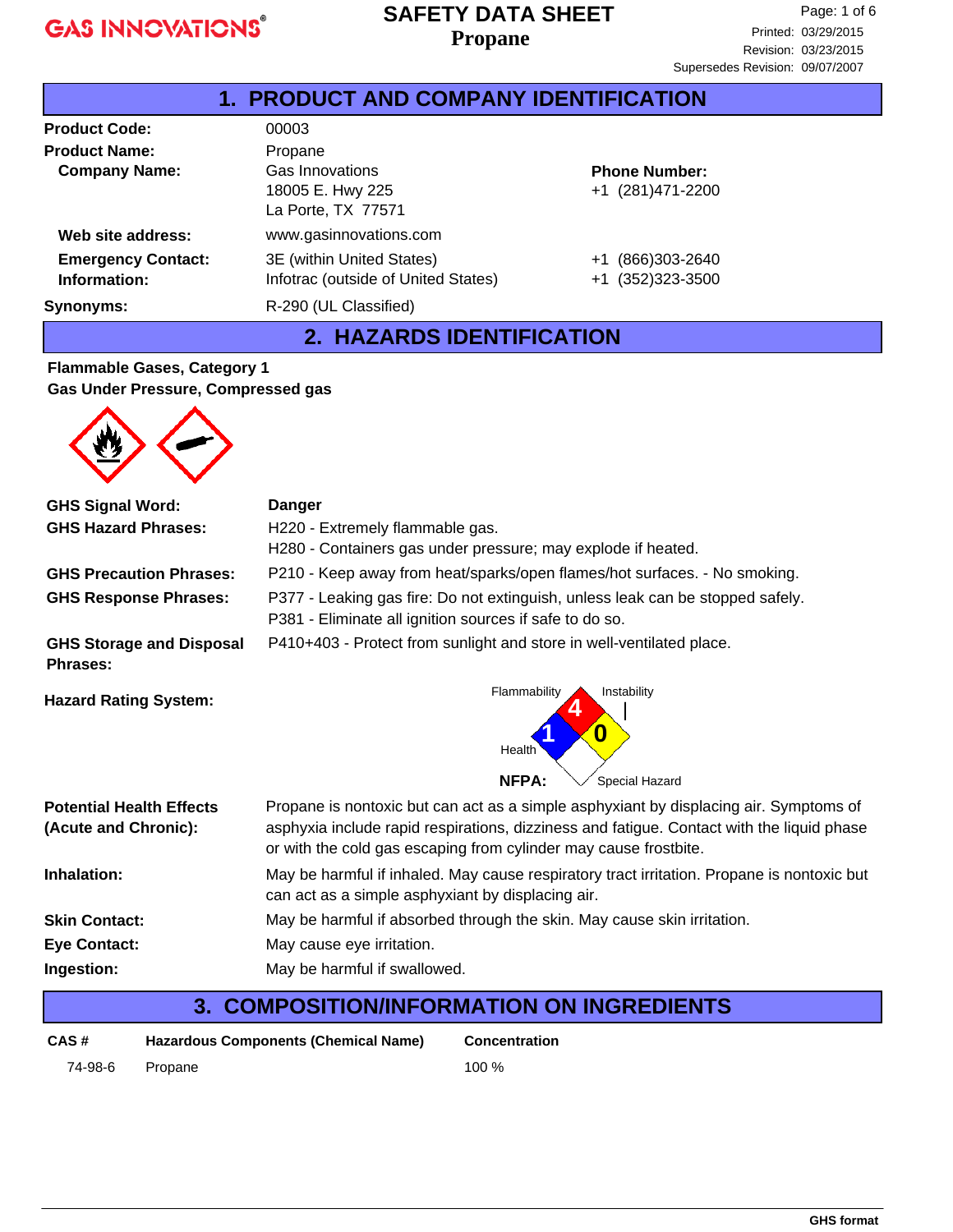# SAFETY DATA SHEET
## Propane

Printed: 03/29/2015
Revision: 03/23/2015
Supersedes Revision: 09/07/2007

## 1. PRODUCT AND COMPANY IDENTIFICATION

**Product Code:** 00003

**Product Name:** Propane

**Company Name:** Gas Innovations
18005 E. Hwy 225
La Porte, TX 77571

**Phone Number:** +1 (281)471-2200

**Web site address:** www.gasinnovations.com

**Emergency Contact Information:**
3E (within United States) +1 (866)303-2640
Infotrac (outside of United States) +1 (352)323-3500

**Synonyms:** R-290 (UL Classified)

## 2. HAZARDS IDENTIFICATION

**Flammable Gases, Category 1**
**Gas Under Pressure, Compressed gas**

**GHS Signal Word:** **Danger**

**GHS Hazard Phrases:**
H220 - Extremely flammable gas.
H280 - Containers gas under pressure; may explode if heated.

**GHS Precaution Phrases:** P210 - Keep away from heat/sparks/open flames/hot surfaces. - No smoking.

**GHS Response Phrases:**
P377 - Leaking gas fire: Do not extinguish, unless leak can be stopped safely.
P381 - Eliminate all ignition sources if safe to do so.

**GHS Storage and Disposal Phrases:** P410+403 - Protect from sunlight and store in well-ventilated place.

**Hazard Rating System:**

NFPA: Flammability 4, Health 1, Instability 0, Special Hazard (none)

**Potential Health Effects (Acute and Chronic):** Propane is nontoxic but can act as a simple asphyxiant by displacing air. Symptoms of asphyxia include rapid respirations, dizziness and fatigue. Contact with the liquid phase or with the cold gas escaping from cylinder may cause frostbite.

**Inhalation:** May be harmful if inhaled. May cause respiratory tract irritation. Propane is nontoxic but can act as a simple asphyxiant by displacing air.

**Skin Contact:** May be harmful if absorbed through the skin. May cause skin irritation.

**Eye Contact:** May cause eye irritation.

**Ingestion:** May be harmful if swallowed.

## 3. COMPOSITION/INFORMATION ON INGREDIENTS

| CAS # | Hazardous Components (Chemical Name) | Concentration |
|---|---|---|
| 74-98-6 | Propane | 100 % |

GHS format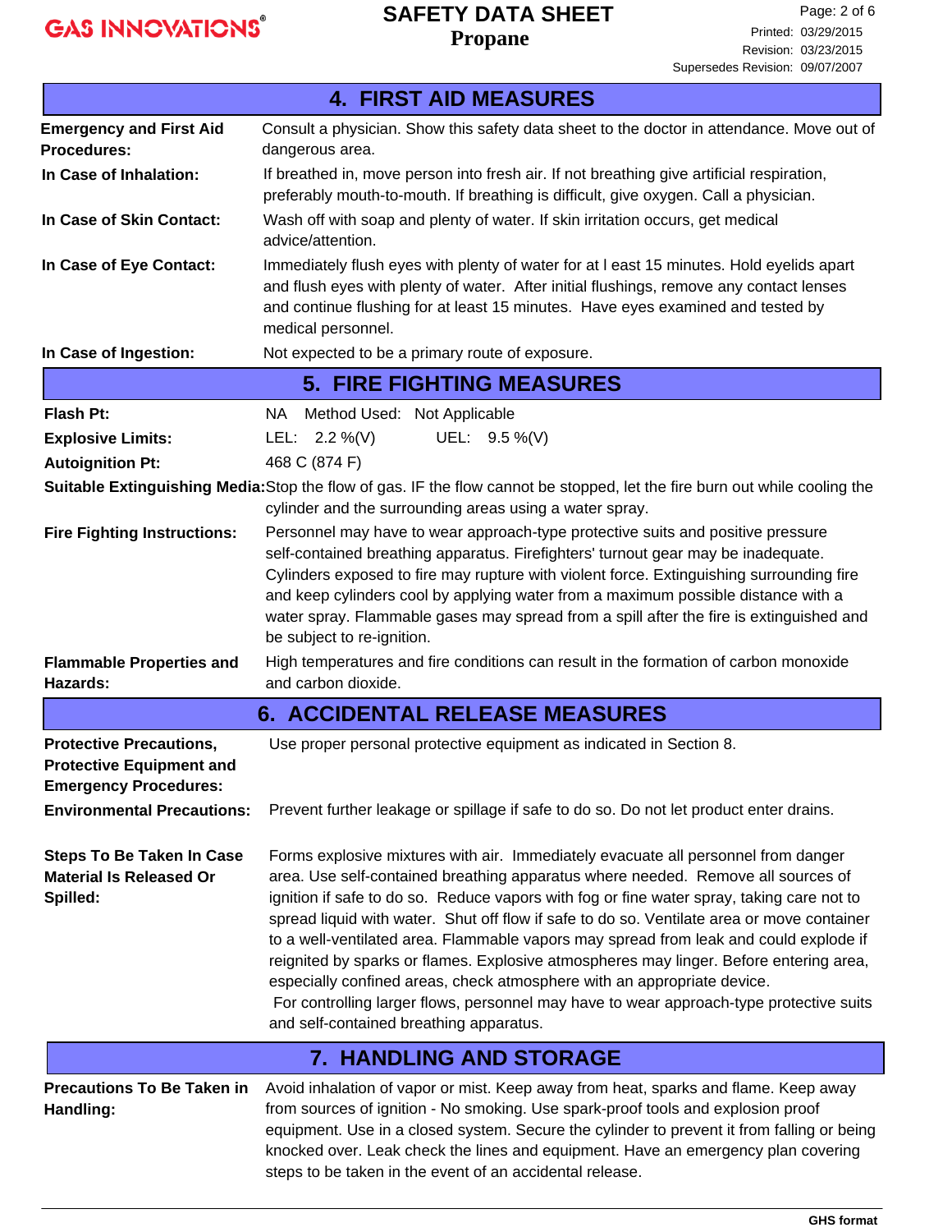## 4. FIRST AID MEASURES

**Emergency and First Aid Procedures:** Consult a physician. Show this safety data sheet to the doctor in attendance. Move out of dangerous area.

**In Case of Inhalation:** If breathed in, move person into fresh air. If not breathing give artificial respiration, preferably mouth-to-mouth. If breathing is difficult, give oxygen. Call a physician.

**In Case of Skin Contact:** Wash off with soap and plenty of water. If skin irritation occurs, get medical advice/attention.

**In Case of Eye Contact:** Immediately flush eyes with plenty of water for at l east 15 minutes. Hold eyelids apart and flush eyes with plenty of water. After initial flushings, remove any contact lenses and continue flushing for at least 15 minutes. Have eyes examined and tested by medical personnel.

**In Case of Ingestion:** Not expected to be a primary route of exposure.

## 5. FIRE FIGHTING MEASURES

**Flash Pt:** NA Method Used: Not Applicable

**Explosive Limits:** LEL: 2.2 %(V) UEL: 9.5 %(V)

**Autoignition Pt:** 468 C (874 F)

**Suitable Extinguishing Media:** Stop the flow of gas. IF the flow cannot be stopped, let the fire burn out while cooling the cylinder and the surrounding areas using a water spray.

**Fire Fighting Instructions:** Personnel may have to wear approach-type protective suits and positive pressure self-contained breathing apparatus. Firefighters' turnout gear may be inadequate. Cylinders exposed to fire may rupture with violent force. Extinguishing surrounding fire and keep cylinders cool by applying water from a maximum possible distance with a water spray. Flammable gases may spread from a spill after the fire is extinguished and be subject to re-ignition.

**Flammable Properties and Hazards:** High temperatures and fire conditions can result in the formation of carbon monoxide and carbon dioxide.

## 6. ACCIDENTAL RELEASE MEASURES

**Protective Precautions, Protective Equipment and Emergency Procedures:** Use proper personal protective equipment as indicated in Section 8.

**Environmental Precautions:** Prevent further leakage or spillage if safe to do so. Do not let product enter drains.

**Steps To Be Taken In Case Material Is Released Or Spilled:** Forms explosive mixtures with air. Immediately evacuate all personnel from danger area. Use self-contained breathing apparatus where needed. Remove all sources of ignition if safe to do so. Reduce vapors with fog or fine water spray, taking care not to spread liquid with water. Shut off flow if safe to do so. Ventilate area or move container to a well-ventilated area. Flammable vapors may spread from leak and could explode if reignited by sparks or flames. Explosive atmospheres may linger. Before entering area, especially confined areas, check atmosphere with an appropriate device.
For controlling larger flows, personnel may have to wear approach-type protective suits and self-contained breathing apparatus.

## 7. HANDLING AND STORAGE

**Precautions To Be Taken in Handling:** Avoid inhalation of vapor or mist. Keep away from heat, sparks and flame. Keep away from sources of ignition - No smoking. Use spark-proof tools and explosion proof equipment. Use in a closed system. Secure the cylinder to prevent it from falling or being knocked over. Leak check the lines and equipment. Have an emergency plan covering steps to be taken in the event of an accidental release.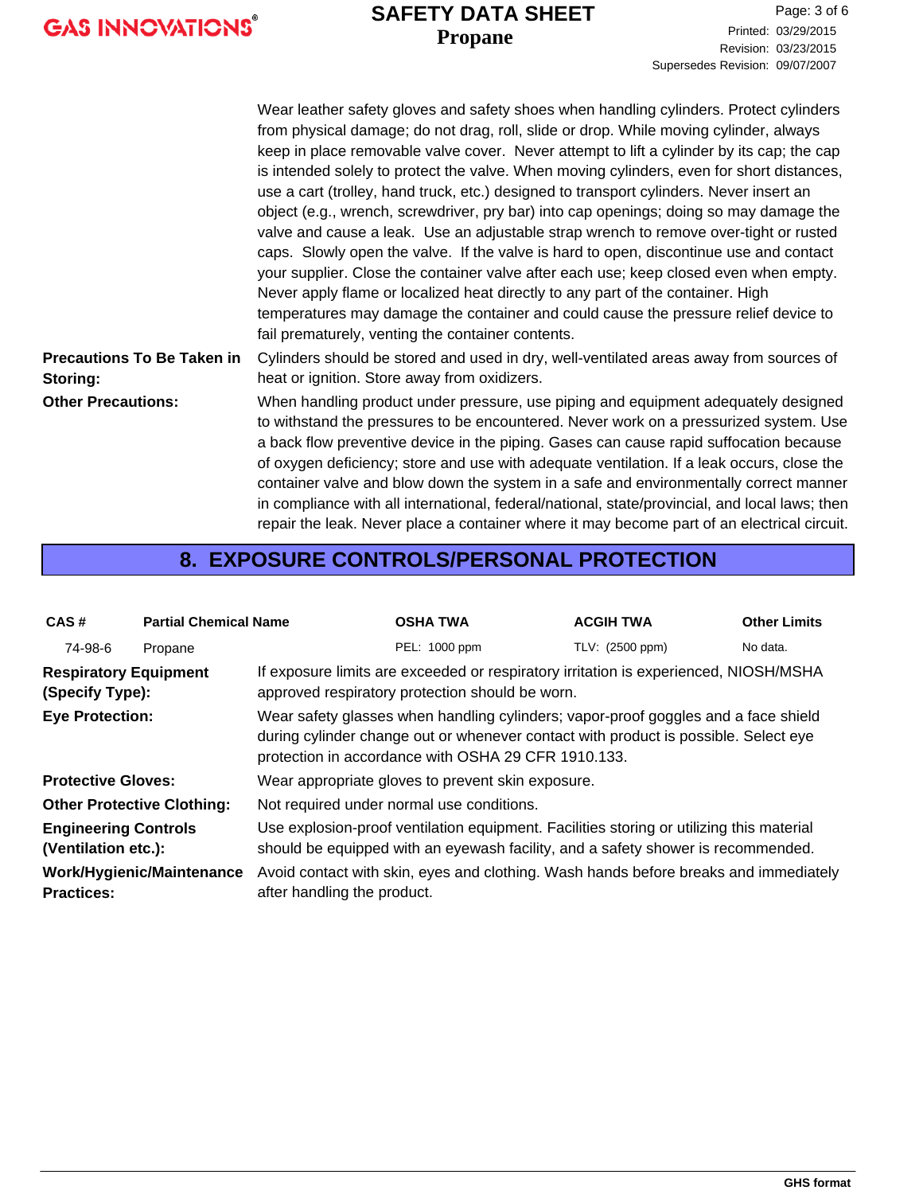Wear leather safety gloves and safety shoes when handling cylinders. Protect cylinders from physical damage; do not drag, roll, slide or drop. While moving cylinder, always keep in place removable valve cover. Never attempt to lift a cylinder by its cap; the cap is intended solely to protect the valve. When moving cylinders, even for short distances, use a cart (trolley, hand truck, etc.) designed to transport cylinders. Never insert an object (e.g., wrench, screwdriver, pry bar) into cap openings; doing so may damage the valve and cause a leak. Use an adjustable strap wrench to remove over-tight or rusted caps. Slowly open the valve. If the valve is hard to open, discontinue use and contact your supplier. Close the container valve after each use; keep closed even when empty. Never apply flame or localized heat directly to any part of the container. High temperatures may damage the container and could cause the pressure relief device to fail prematurely, venting the container contents.

**Precautions To Be Taken in Storing:** Cylinders should be stored and used in dry, well-ventilated areas away from sources of heat or ignition. Store away from oxidizers.

**Other Precautions:** When handling product under pressure, use piping and equipment adequately designed to withstand the pressures to be encountered. Never work on a pressurized system. Use a back flow preventive device in the piping. Gases can cause rapid suffocation because of oxygen deficiency; store and use with adequate ventilation. If a leak occurs, close the container valve and blow down the system in a safe and environmentally correct manner in compliance with all international, federal/national, state/provincial, and local laws; then repair the leak. Never place a container where it may become part of an electrical circuit.

## 8. EXPOSURE CONTROLS/PERSONAL PROTECTION

| CAS # | Partial Chemical Name | OSHA TWA | ACGIH TWA | Other Limits |
|---|---|---|---|---|
| 74-98-6 | Propane | PEL: 1000 ppm | TLV: (2500 ppm) | No data. |

**Respiratory Equipment (Specify Type):** If exposure limits are exceeded or respiratory irritation is experienced, NIOSH/MSHA approved respiratory protection should be worn.

**Eye Protection:** Wear safety glasses when handling cylinders; vapor-proof goggles and a face shield during cylinder change out or whenever contact with product is possible. Select eye protection in accordance with OSHA 29 CFR 1910.133.

**Protective Gloves:** Wear appropriate gloves to prevent skin exposure.

**Other Protective Clothing:** Not required under normal use conditions.

**Engineering Controls (Ventilation etc.):** Use explosion-proof ventilation equipment. Facilities storing or utilizing this material should be equipped with an eyewash facility, and a safety shower is recommended.

**Work/Hygienic/Maintenance Practices:** Avoid contact with skin, eyes and clothing. Wash hands before breaks and immediately after handling the product.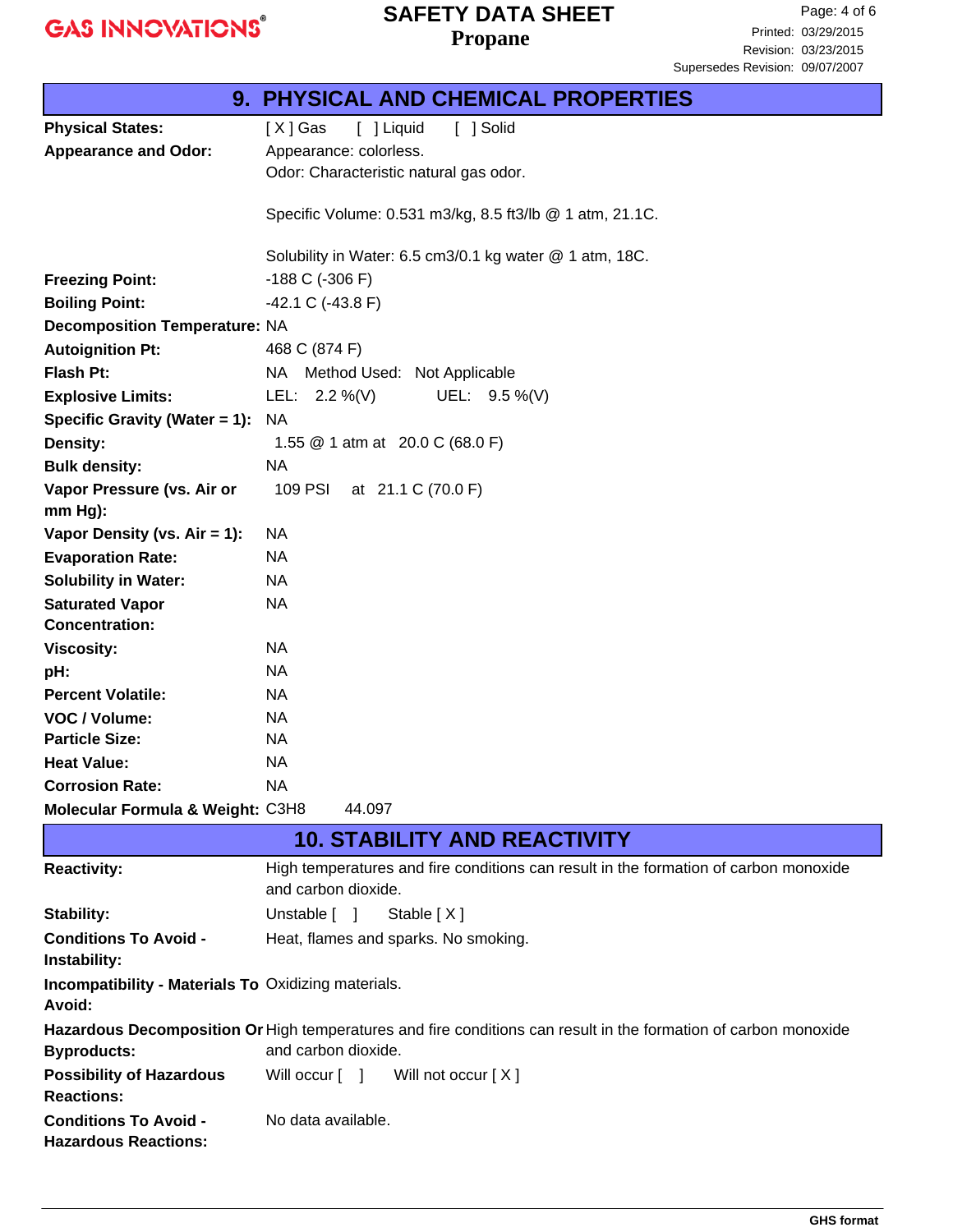## 9. PHYSICAL AND CHEMICAL PROPERTIES

| | |
|---|---|
| **Physical States:** | [ X ] Gas [ ] Liquid [ ] Solid |
| **Appearance and Odor:** | Appearance: colorless.<br>Odor: Characteristic natural gas odor.<br><br>Specific Volume: 0.531 m3/kg, 8.5 ft3/lb @ 1 atm, 21.1C.<br><br>Solubility in Water: 6.5 cm3/0.1 kg water @ 1 atm, 18C. |
| **Freezing Point:** | -188 C (-306 F) |
| **Boiling Point:** | -42.1 C (-43.8 F) |
| **Decomposition Temperature:** | NA |
| **Autoignition Pt:** | 468 C (874 F) |
| **Flash Pt:** | NA Method Used: Not Applicable |
| **Explosive Limits:** | LEL: 2.2 %(V) UEL: 9.5 %(V) |
| **Specific Gravity (Water = 1):** | NA |
| **Density:** | 1.55 @ 1 atm at 20.0 C (68.0 F) |
| **Bulk density:** | NA |
| **Vapor Pressure (vs. Air or mm Hg):** | 109 PSI at 21.1 C (70.0 F) |
| **Vapor Density (vs. Air = 1):** | NA |
| **Evaporation Rate:** | NA |
| **Solubility in Water:** | NA |
| **Saturated Vapor Concentration:** | NA |
| **Viscosity:** | NA |
| **pH:** | NA |
| **Percent Volatile:** | NA |
| **VOC / Volume:** | NA |
| **Particle Size:** | NA |
| **Heat Value:** | NA |
| **Corrosion Rate:** | NA |
| **Molecular Formula & Weight:** | $C_3H_8$ 44.097 |

## 10. STABILITY AND REACTIVITY

| | |
|---|---|
| **Reactivity:** | High temperatures and fire conditions can result in the formation of carbon monoxide and carbon dioxide. |
| **Stability:** | Unstable [ ] Stable [ X ] |
| **Conditions To Avoid - Instability:** | Heat, flames and sparks. No smoking. |
| **Incompatibility - Materials To Avoid:** | Oxidizing materials. |
| **Hazardous Decomposition Or Byproducts:** | High temperatures and fire conditions can result in the formation of carbon monoxide and carbon dioxide. |
| **Possibility of Hazardous Reactions:** | Will occur [ ] Will not occur [ X ] |
| **Conditions To Avoid - Hazardous Reactions:** | No data available. |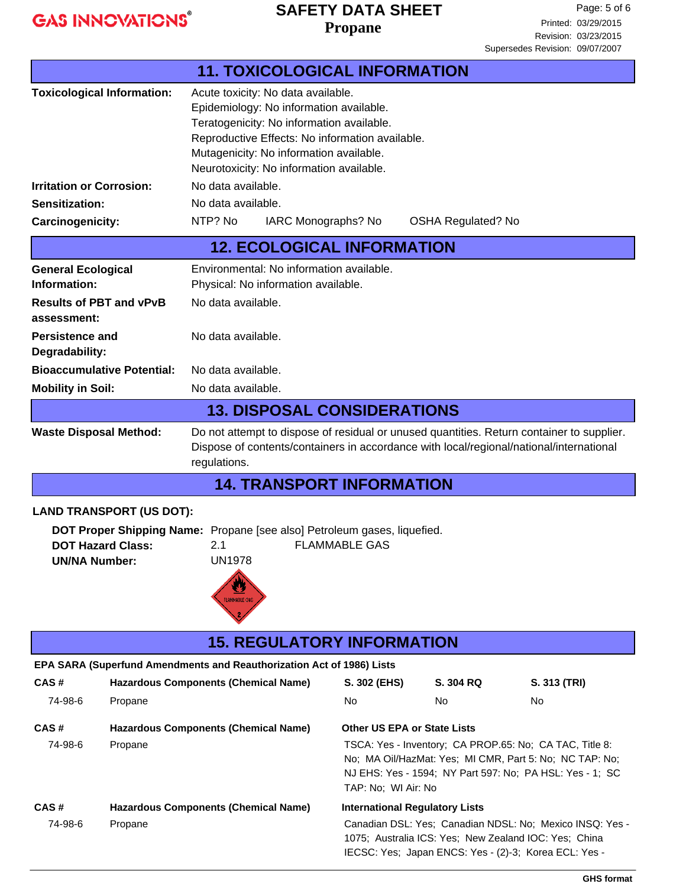## 11. TOXICOLOGICAL INFORMATION

**Toxicological Information:**
Acute toxicity: No data available.
Epidemiology: No information available.
Teratogenicity: No information available.
Reproductive Effects: No information available.
Mutagenicity: No information available.
Neurotoxicity: No information available.

**Irritation or Corrosion:** No data available.

**Sensitization:** No data available.

**Carcinogenicity:** NTP? No IARC Monographs? No OSHA Regulated? No

## 12. ECOLOGICAL INFORMATION

**General Ecological Information:**
Environmental: No information available.
Physical: No information available.

**Results of PBT and vPvB assessment:** No data available.

**Persistence and Degradability:** No data available.

**Bioaccumulative Potential:** No data available.

**Mobility in Soil:** No data available.

## 13. DISPOSAL CONSIDERATIONS

**Waste Disposal Method:** Do not attempt to dispose of residual or unused quantities. Return container to supplier. Dispose of contents/containers in accordance with local/regional/national/international regulations.

## 14. TRANSPORT INFORMATION

**LAND TRANSPORT (US DOT):**

**DOT Proper Shipping Name:** Propane [see also] Petroleum gases, liquefied.
**DOT Hazard Class:** 2.1 FLAMMABLE GAS
**UN/NA Number:** UN1978

## 15. REGULATORY INFORMATION

**EPA SARA (Superfund Amendments and Reauthorization Act of 1986) Lists**

| CAS # | Hazardous Components (Chemical Name) | S. 302 (EHS) | S. 304 RQ | S. 313 (TRI) |
|---|---|---|---|---|
| 74-98-6 | Propane | No | No | No |

| CAS # | Hazardous Components (Chemical Name) | Other US EPA or State Lists |
|---|---|---|
| 74-98-6 | Propane | TSCA: Yes - Inventory; CA PROP.65: No; CA TAC, Title 8: No; MA Oil/HazMat: Yes; MI CMR, Part 5: No; NC TAP: No; NJ EHS: Yes - 1594; NY Part 597: No; PA HSL: Yes - 1; SC TAP: No; WI Air: No |

| CAS # | Hazardous Components (Chemical Name) | International Regulatory Lists |
|---|---|---|
| 74-98-6 | Propane | Canadian DSL: Yes; Canadian NDSL: No; Mexico INSQ: Yes - 1075; Australia ICS: Yes; New Zealand IOC: Yes; China IECSC: Yes; Japan ENCS: Yes - (2)-3; Korea ECL: Yes - |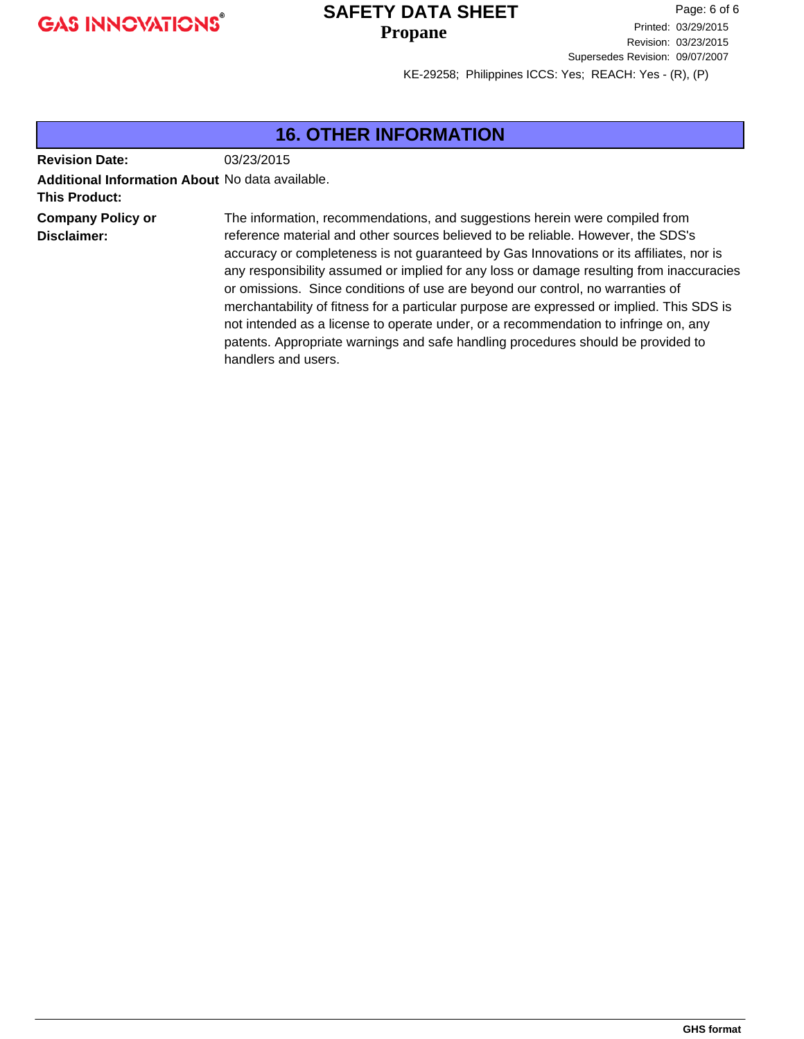## 16. OTHER INFORMATION

**Revision Date:** 03/23/2015

**Additional Information About This Product:** No data available.

**Company Policy or Disclaimer:** The information, recommendations, and suggestions herein were compiled from reference material and other sources believed to be reliable. However, the SDS's accuracy or completeness is not guaranteed by Gas Innovations or its affiliates, nor is any responsibility assumed or implied for any loss or damage resulting from inaccuracies or omissions. Since conditions of use are beyond our control, no warranties of merchantability of fitness for a particular purpose are expressed or implied. This SDS is not intended as a license to operate under, or a recommendation to infringe on, any patents. Appropriate warnings and safe handling procedures should be provided to handlers and users.